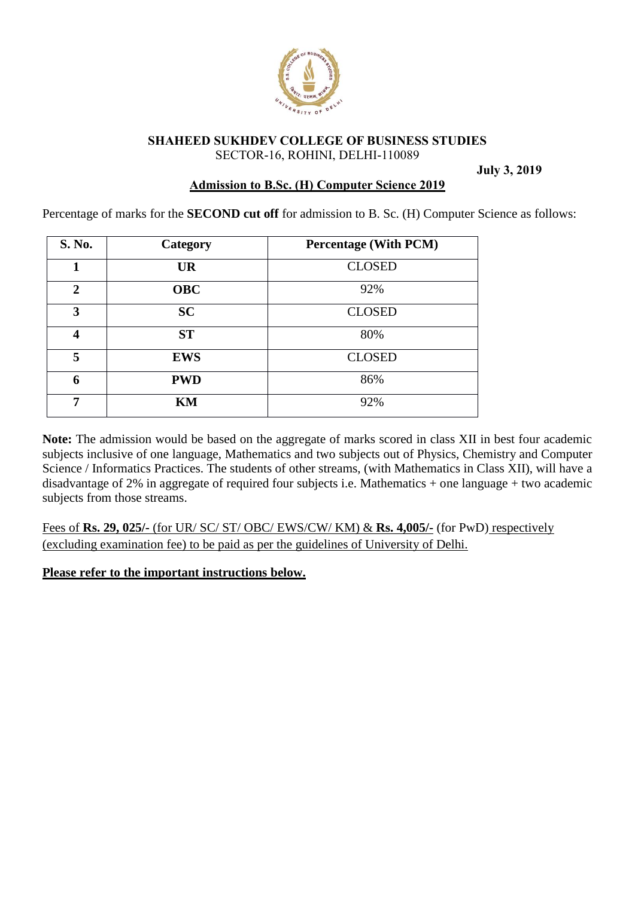**SHAHEED SUKHDEV COLLEGE OF BUSINESS STUDIES**

SECTOR-16, ROHINI, DELHI-110089

**July 3, 2019**

**Admission to B.Sc. (H) Computer Science 2019**

Percentage of marks for the **SECOND cut off** for admission to B. Sc. (H) Computer Science as follows:

| S. No. | Category | Percentage (With PCM) |
|---|---|---|
| 1 | UR | CLOSED |
| 2 | OBC | 92% |
| 3 | SC | CLOSED |
| 4 | ST | 80% |
| 5 | EWS | CLOSED |
| 6 | PWD | 86% |
| 7 | KM | 92% |

**Note:** The admission would be based on the aggregate of marks scored in class XII in best four academic subjects inclusive of one language, Mathematics and two subjects out of Physics, Chemistry and Computer Science / Informatics Practices. The students of other streams, (with Mathematics in Class XII), will have a disadvantage of 2% in aggregate of required four subjects i.e. Mathematics + one language + two academic subjects from those streams.

Fees of **Rs. 29, 025/-** (for UR/ SC/ ST/ OBC/ EWS/CW/ KM) & **Rs. 4,005/-** (for PwD) respectively (excluding examination fee) to be paid as per the guidelines of University of Delhi.

**Please refer to the important instructions below.**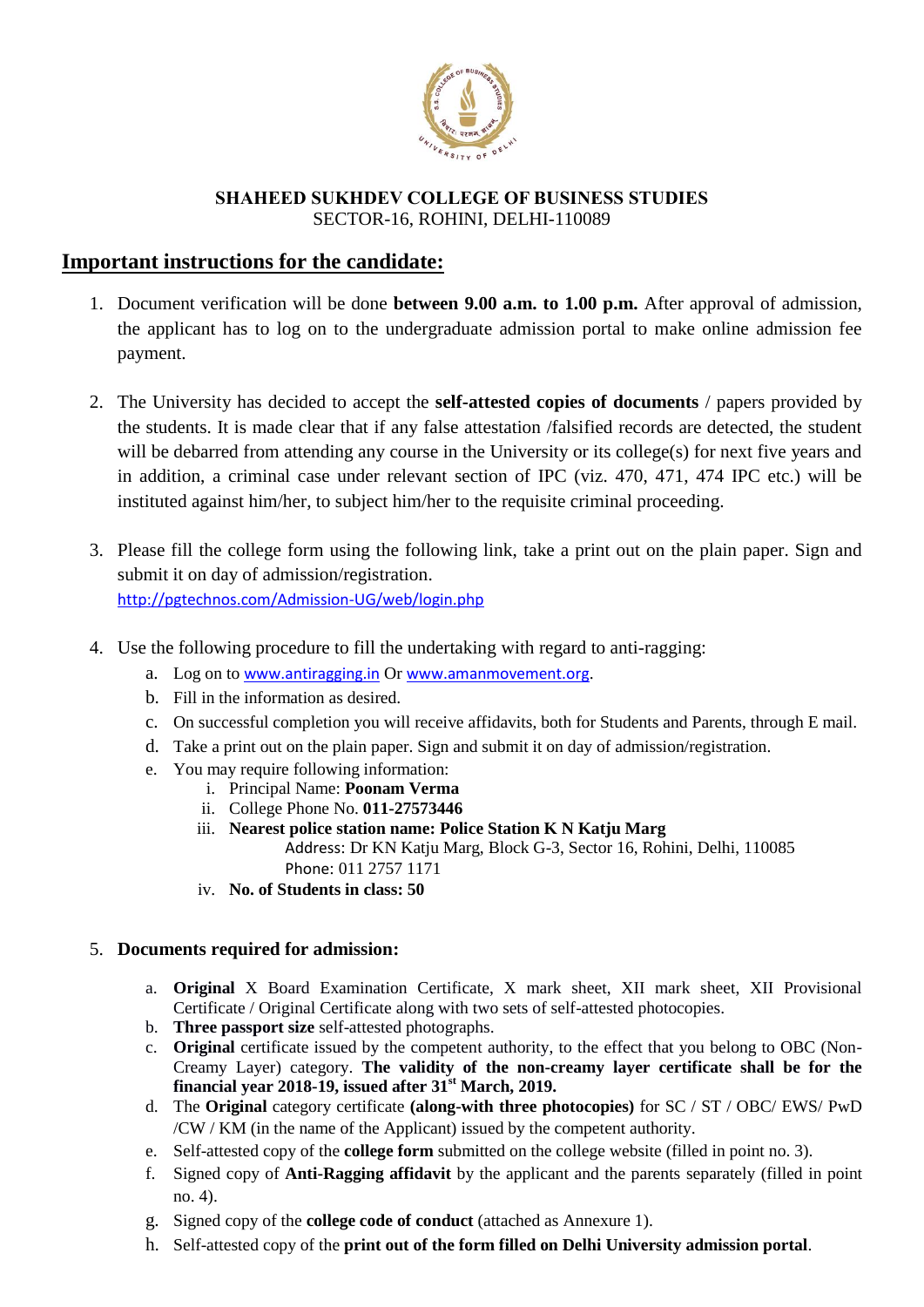**SHAHEED SUKHDEV COLLEGE OF BUSINESS STUDIES**
SECTOR-16, ROHINI, DELHI-110089

## Important instructions for the candidate:

1. Document verification will be done **between 9.00 a.m. to 1.00 p.m.** After approval of admission, the applicant has to log on to the undergraduate admission portal to make online admission fee payment.

2. The University has decided to accept the **self-attested copies of documents** / papers provided by the students. It is made clear that if any false attestation /falsified records are detected, the student will be debarred from attending any course in the University or its college(s) for next five years and in addition, a criminal case under relevant section of IPC (viz. 470, 471, 474 IPC etc.) will be instituted against him/her, to subject him/her to the requisite criminal proceeding.

3. Please fill the college form using the following link, take a print out on the plain paper. Sign and submit it on day of admission/registration.
   http://pgtechnos.com/Admission-UG/web/login.php

4. Use the following procedure to fill the undertaking with regard to anti-ragging:
   a. Log on to www.antiragging.in Or www.amanmovement.org.
   b. Fill in the information as desired.
   c. On successful completion you will receive affidavits, both for Students and Parents, through E mail.
   d. Take a print out on the plain paper. Sign and submit it on day of admission/registration.
   e. You may require following information:
      i. Principal Name: **Poonam Verma**
      ii. College Phone No. **011-27573446**
      iii. **Nearest police station name: Police Station K N Katju Marg**
         Address: Dr KN Katju Marg, Block G-3, Sector 16, Rohini, Delhi, 110085
         Phone: 011 2757 1171
      iv. **No. of Students in class: 50**

5. **Documents required for admission:**
   a. **Original** X Board Examination Certificate, X mark sheet, XII mark sheet, XII Provisional Certificate / Original Certificate along with two sets of self-attested photocopies.
   b. **Three passport size** self-attested photographs.
   c. **Original** certificate issued by the competent authority, to the effect that you belong to OBC (Non-Creamy Layer) category. **The validity of the non-creamy layer certificate shall be for the financial year 2018-19, issued after 31st March, 2019.**
   d. The **Original** category certificate **(along-with three photocopies)** for SC / ST / OBC/ EWS/ PwD /CW / KM (in the name of the Applicant) issued by the competent authority.
   e. Self-attested copy of the **college form** submitted on the college website (filled in point no. 3).
   f. Signed copy of **Anti-Ragging affidavit** by the applicant and the parents separately (filled in point no. 4).
   g. Signed copy of the **college code of conduct** (attached as Annexure 1).
   h. Self-attested copy of the **print out of the form filled on Delhi University admission portal**.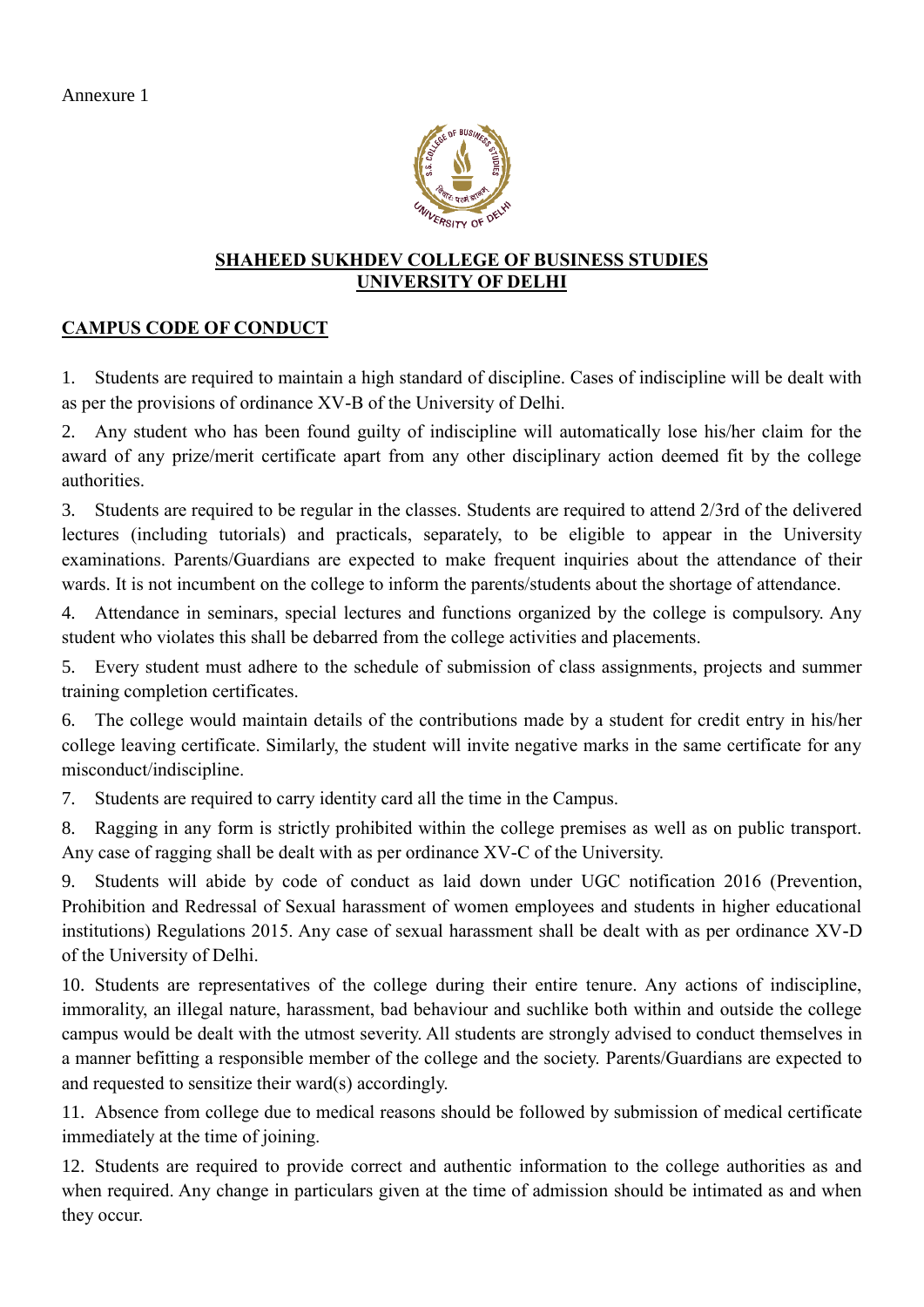Annexure 1

**SHAHEED SUKHDEV COLLEGE OF BUSINESS STUDIES**
**UNIVERSITY OF DELHI**

## CAMPUS CODE OF CONDUCT

1. Students are required to maintain a high standard of discipline. Cases of indiscipline will be dealt with as per the provisions of ordinance XV-B of the University of Delhi.

2. Any student who has been found guilty of indiscipline will automatically lose his/her claim for the award of any prize/merit certificate apart from any other disciplinary action deemed fit by the college authorities.

3. Students are required to be regular in the classes. Students are required to attend 2/3rd of the delivered lectures (including tutorials) and practicals, separately, to be eligible to appear in the University examinations. Parents/Guardians are expected to make frequent inquiries about the attendance of their wards. It is not incumbent on the college to inform the parents/students about the shortage of attendance.

4. Attendance in seminars, special lectures and functions organized by the college is compulsory. Any student who violates this shall be debarred from the college activities and placements.

5. Every student must adhere to the schedule of submission of class assignments, projects and summer training completion certificates.

6. The college would maintain details of the contributions made by a student for credit entry in his/her college leaving certificate. Similarly, the student will invite negative marks in the same certificate for any misconduct/indiscipline.

7. Students are required to carry identity card all the time in the Campus.

8. Ragging in any form is strictly prohibited within the college premises as well as on public transport. Any case of ragging shall be dealt with as per ordinance XV-C of the University.

9. Students will abide by code of conduct as laid down under UGC notification 2016 (Prevention, Prohibition and Redressal of Sexual harassment of women employees and students in higher educational institutions) Regulations 2015. Any case of sexual harassment shall be dealt with as per ordinance XV-D of the University of Delhi.

10. Students are representatives of the college during their entire tenure. Any actions of indiscipline, immorality, an illegal nature, harassment, bad behaviour and suchlike both within and outside the college campus would be dealt with the utmost severity. All students are strongly advised to conduct themselves in a manner befitting a responsible member of the college and the society. Parents/Guardians are expected to and requested to sensitize their ward(s) accordingly.

11. Absence from college due to medical reasons should be followed by submission of medical certificate immediately at the time of joining.

12. Students are required to provide correct and authentic information to the college authorities as and when required. Any change in particulars given at the time of admission should be intimated as and when they occur.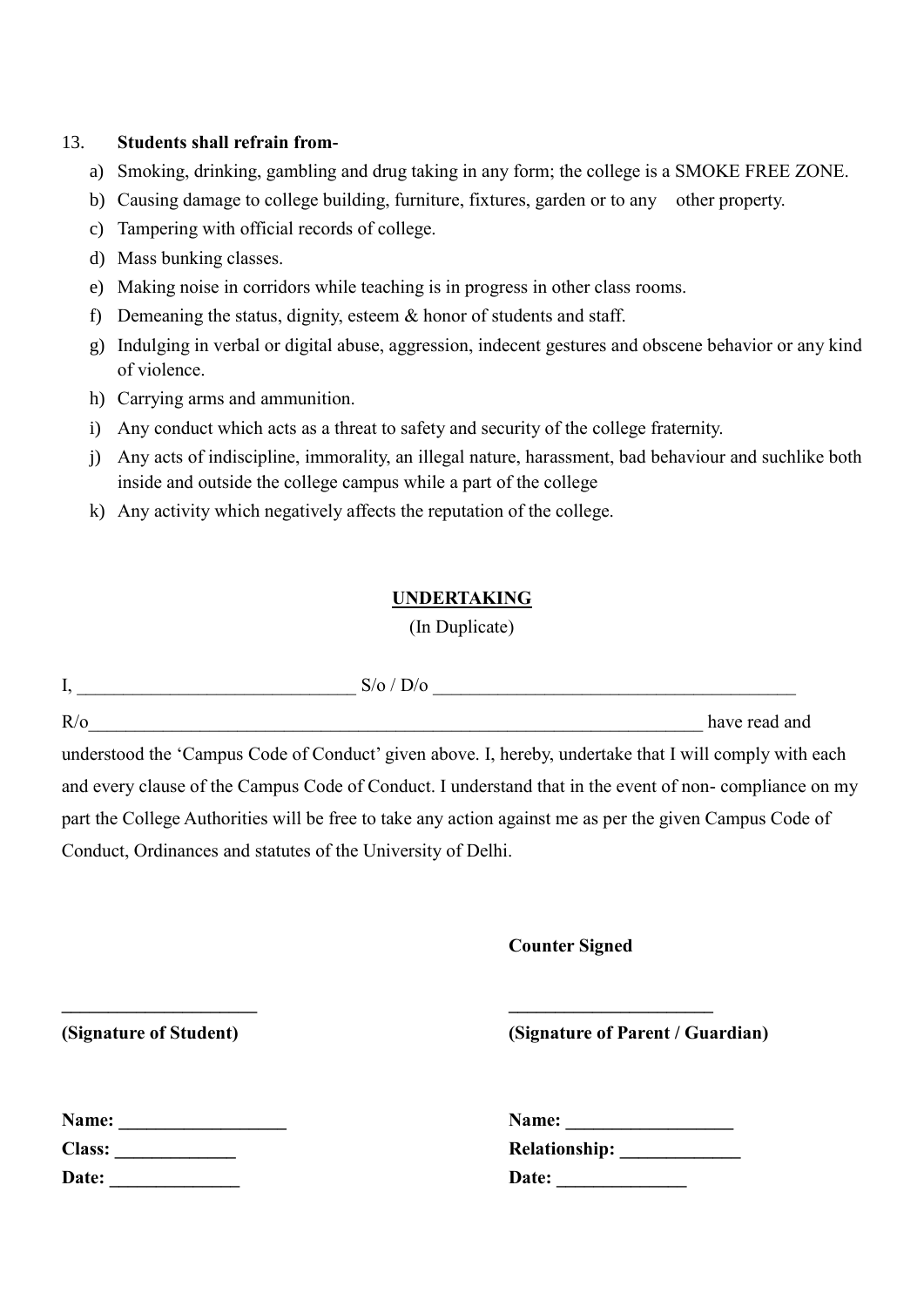13. **Students shall refrain from-**

a) Smoking, drinking, gambling and drug taking in any form; the college is a SMOKE FREE ZONE.
b) Causing damage to college building, furniture, fixtures, garden or to any other property.
c) Tampering with official records of college.
d) Mass bunking classes.
e) Making noise in corridors while teaching is in progress in other class rooms.
f) Demeaning the status, dignity, esteem & honor of students and staff.
g) Indulging in verbal or digital abuse, aggression, indecent gestures and obscene behavior or any kind of violence.
h) Carrying arms and ammunition.
i) Any conduct which acts as a threat to safety and security of the college fraternity.
j) Any acts of indiscipline, immorality, an illegal nature, harassment, bad behaviour and suchlike both inside and outside the college campus while a part of the college
k) Any activity which negatively affects the reputation of the college.

**UNDERTAKING**

(In Duplicate)

I, ______________________________ S/o / D/o ________________________________________

R/o______________________________________________________________________ have read and understood the 'Campus Code of Conduct' given above. I, hereby, undertake that I will comply with each and every clause of the Campus Code of Conduct. I understand that in the event of non- compliance on my part the College Authorities will be free to take any action against me as per the given Campus Code of Conduct, Ordinances and statutes of the University of Delhi.

**Counter Signed**

______________________ ______________________

**(Signature of Student)** **(Signature of Parent / Guardian)**

**Name:** __________________
**Class:** _____________
**Date:** ______________

**Name:** __________________
**Relationship:** _____________
**Date:** ______________